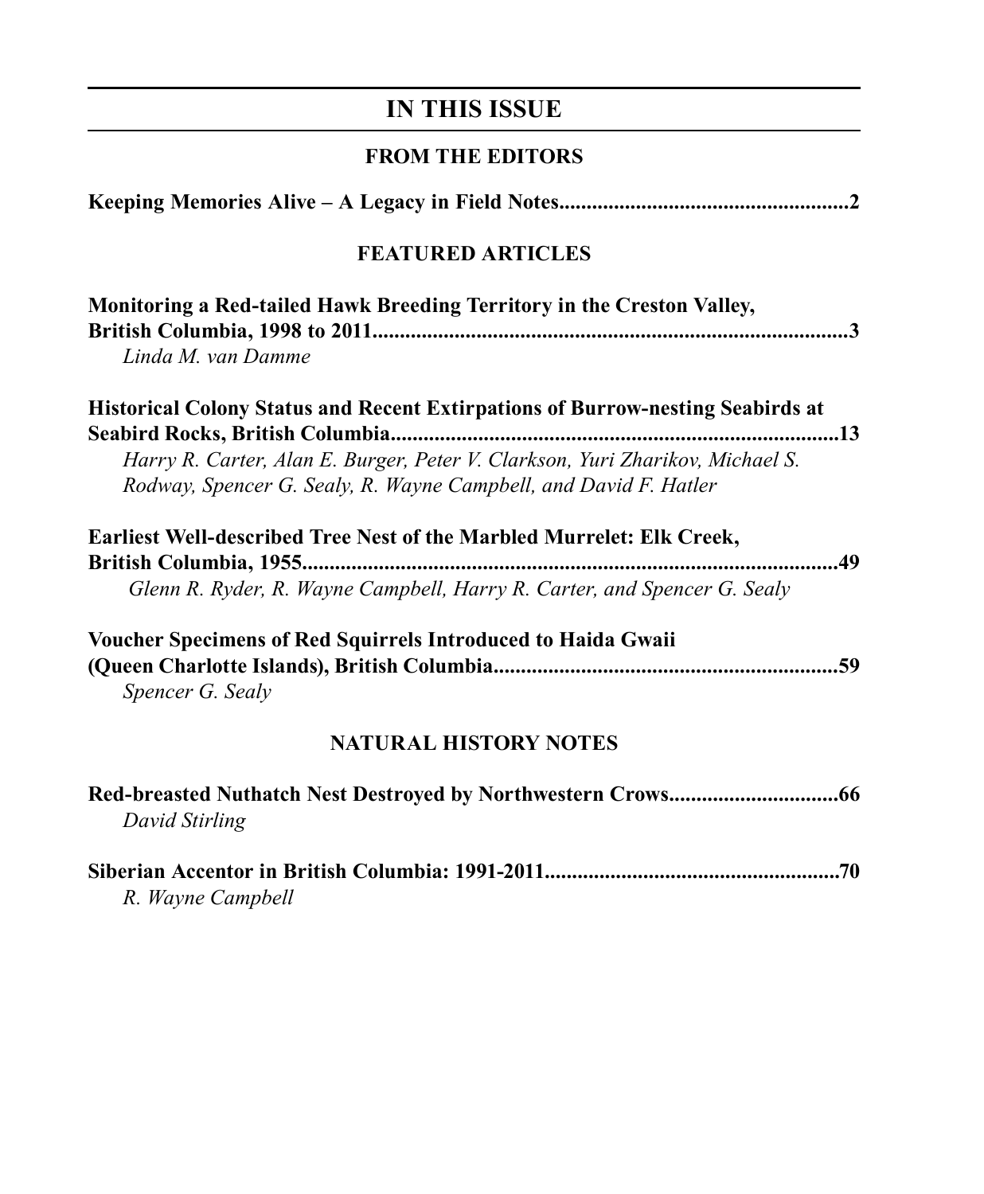# IN THIS ISSUE

## FROM THE EDITORS

**Keeping Memories Alive – A Legacy in Field Notes....................................................2**

## FEATURED ARTICLES

**Monitoring a Red-tailed Hawk Breeding Territory in the Creston Valley, British Columbia, 1998 to 2011.......................................................................................3**
*Linda M. van Damme*

**Historical Colony Status and Recent Extirpations of Burrow-nesting Seabirds at Seabird Rocks, British Columbia.................................................................................13**
*Harry R. Carter, Alan E. Burger, Peter V. Clarkson, Yuri Zharikov, Michael S. Rodway, Spencer G. Sealy, R. Wayne Campbell, and David F. Hatler*

**Earliest Well-described Tree Nest of the Marbled Murrelet: Elk Creek, British Columbia, 1955....................................................................................................49**
*Glenn R. Ryder, R. Wayne Campbell, Harry R. Carter, and Spencer G. Sealy*

**Voucher Specimens of Red Squirrels Introduced to Haida Gwaii (Queen Charlotte Islands), British Columbia...............................................................59**
*Spencer G. Sealy*

## NATURAL HISTORY NOTES

**Red-breasted Nuthatch Nest Destroyed by Northwestern Crows...............................66**
*David Stirling*

**Siberian Accentor in British Columbia: 1991-2011.....................................................70**
*R. Wayne Campbell*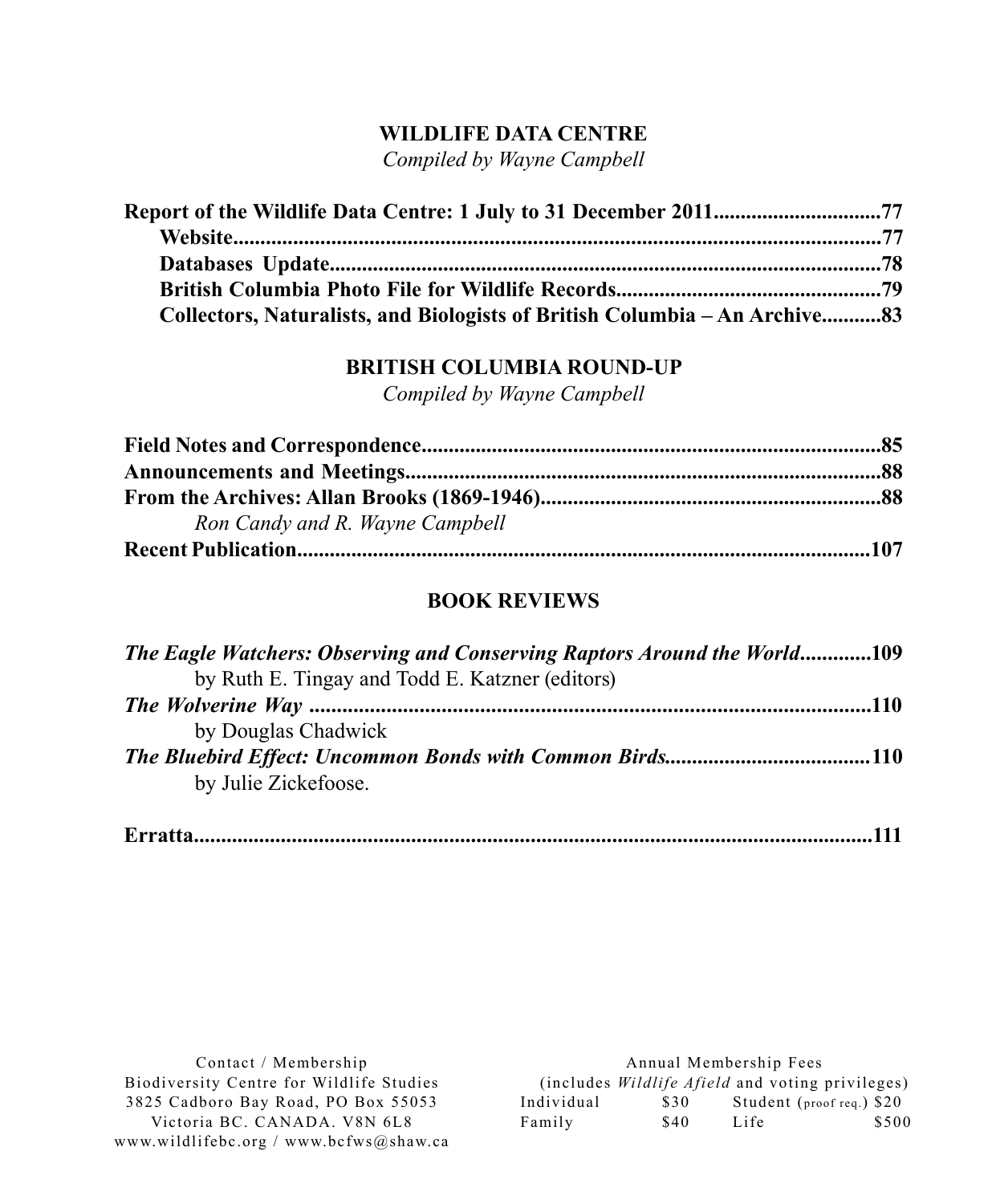## WILDLIFE DATA CENTRE

*Compiled by Wayne Campbell*

**Report of the Wildlife Data Centre: 1 July to 31 December 2011..............................77**

**Website..........................................................................................................77**

**Databases Update..........................................................................................78**

**British Columbia Photo File for Wildlife Records.............................................79**

**Collectors, Naturalists, and Biologists of British Columbia – An Archive...........83**

## BRITISH COLUMBIA ROUND-UP

*Compiled by Wayne Campbell*

**Field Notes and Correspondence.....................................................................85**

**Announcements and Meetings........................................................................88**

**From the Archives: Allan Brooks (1869-1946)..................................................88**

*Ron Candy and R. Wayne Campbell*

**Recent Publication..........................................................................................107**

## BOOK REVIEWS

***The Eagle Watchers: Observing and Conserving Raptors Around the World*............109**

by Ruth E. Tingay and Todd E. Katzner (editors)

***The Wolverine Way*........................................................................................110**

by Douglas Chadwick

***The Bluebird Effect: Uncommon Bonds with Common Birds*.....................................110**

by Julie Zickefoose.

**Erratta...........................................................................................................111**

Contact / Membership
Biodiversity Centre for Wildlife Studies
3825 Cadboro Bay Road, PO Box 55053
Victoria BC. CANADA. V8N 6L8
www.wildlifebc.org / www.bcfws@shaw.ca

Annual Membership Fees
(includes *Wildlife Afield* and voting privileges)

| | | | |
|---|---|---|---|
| Individual | $30 | Student (proof req.) | $20 |
| Family | $40 | Life | $500 |